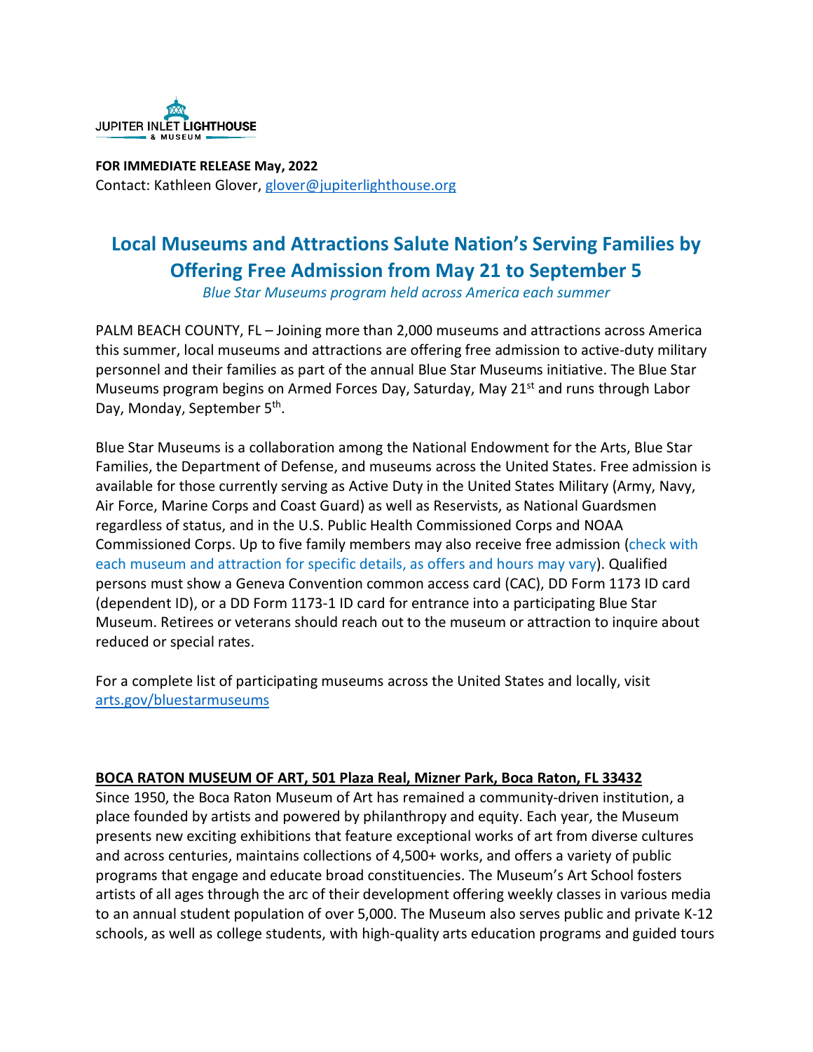JUPITER INLET LIGHTHOUSE & MUSEUM

**FOR IMMEDIATE RELEASE May, 2022**
Contact: Kathleen Glover, glover@jupiterlighthouse.org

# Local Museums and Attractions Salute Nation's Serving Families by Offering Free Admission from May 21 to September 5

*Blue Star Museums program held across America each summer*

PALM BEACH COUNTY, FL – Joining more than 2,000 museums and attractions across America this summer, local museums and attractions are offering free admission to active-duty military personnel and their families as part of the annual Blue Star Museums initiative. The Blue Star Museums program begins on Armed Forces Day, Saturday, May 21st and runs through Labor Day, Monday, September 5th.

Blue Star Museums is a collaboration among the National Endowment for the Arts, Blue Star Families, the Department of Defense, and museums across the United States. Free admission is available for those currently serving as Active Duty in the United States Military (Army, Navy, Air Force, Marine Corps and Coast Guard) as well as Reservists, as National Guardsmen regardless of status, and in the U.S. Public Health Commissioned Corps and NOAA Commissioned Corps. Up to five family members may also receive free admission (check with each museum and attraction for specific details, as offers and hours may vary). Qualified persons must show a Geneva Convention common access card (CAC), DD Form 1173 ID card (dependent ID), or a DD Form 1173-1 ID card for entrance into a participating Blue Star Museum. Retirees or veterans should reach out to the museum or attraction to inquire about reduced or special rates.

For a complete list of participating museums across the United States and locally, visit arts.gov/bluestarmuseums

**BOCA RATON MUSEUM OF ART, 501 Plaza Real, Mizner Park, Boca Raton, FL 33432**

Since 1950, the Boca Raton Museum of Art has remained a community-driven institution, a place founded by artists and powered by philanthropy and equity. Each year, the Museum presents new exciting exhibitions that feature exceptional works of art from diverse cultures and across centuries, maintains collections of 4,500+ works, and offers a variety of public programs that engage and educate broad constituencies. The Museum's Art School fosters artists of all ages through the arc of their development offering weekly classes in various media to an annual student population of over 5,000. The Museum also serves public and private K-12 schools, as well as college students, with high-quality arts education programs and guided tours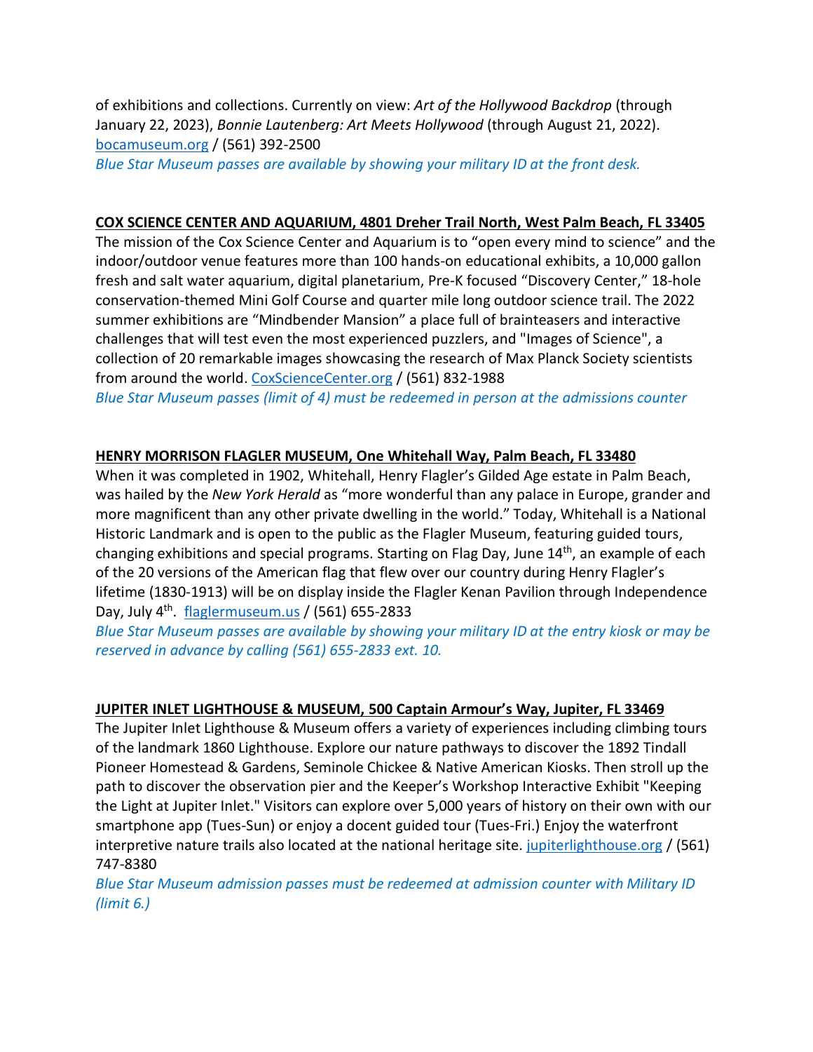of exhibitions and collections. Currently on view: *Art of the Hollywood Backdrop* (through January 22, 2023), *Bonnie Lautenberg: Art Meets Hollywood* (through August 21, 2022). [bocamuseum.org](bocamuseum.org) / (561) 392-2500

*Blue Star Museum passes are available by showing your military ID at the front desk.*

**COX SCIENCE CENTER AND AQUARIUM, 4801 Dreher Trail North, West Palm Beach, FL 33405**

The mission of the Cox Science Center and Aquarium is to "open every mind to science" and the indoor/outdoor venue features more than 100 hands-on educational exhibits, a 10,000 gallon fresh and salt water aquarium, digital planetarium, Pre-K focused "Discovery Center," 18-hole conservation-themed Mini Golf Course and quarter mile long outdoor science trail. The 2022 summer exhibitions are "Mindbender Mansion" a place full of brainteasers and interactive challenges that will test even the most experienced puzzlers, and "Images of Science", a collection of 20 remarkable images showcasing the research of Max Planck Society scientists from around the world. [CoxScienceCenter.org](CoxScienceCenter.org) / (561) 832-1988

*Blue Star Museum passes (limit of 4) must be redeemed in person at the admissions counter*

**HENRY MORRISON FLAGLER MUSEUM, One Whitehall Way, Palm Beach, FL 33480**

When it was completed in 1902, Whitehall, Henry Flagler's Gilded Age estate in Palm Beach, was hailed by the *New York Herald* as "more wonderful than any palace in Europe, grander and more magnificent than any other private dwelling in the world." Today, Whitehall is a National Historic Landmark and is open to the public as the Flagler Museum, featuring guided tours, changing exhibitions and special programs. Starting on Flag Day, June 14th, an example of each of the 20 versions of the American flag that flew over our country during Henry Flagler's lifetime (1830-1913) will be on display inside the Flagler Kenan Pavilion through Independence Day, July 4th. [flaglermuseum.us](flaglermuseum.us) / (561) 655-2833

*Blue Star Museum passes are available by showing your military ID at the entry kiosk or may be reserved in advance by calling (561) 655-2833 ext. 10.*

**JUPITER INLET LIGHTHOUSE & MUSEUM, 500 Captain Armour's Way, Jupiter, FL 33469**

The Jupiter Inlet Lighthouse & Museum offers a variety of experiences including climbing tours of the landmark 1860 Lighthouse. Explore our nature pathways to discover the 1892 Tindall Pioneer Homestead & Gardens, Seminole Chickee & Native American Kiosks. Then stroll up the path to discover the observation pier and the Keeper's Workshop Interactive Exhibit "Keeping the Light at Jupiter Inlet." Visitors can explore over 5,000 years of history on their own with our smartphone app (Tues-Sun) or enjoy a docent guided tour (Tues-Fri.) Enjoy the waterfront interpretive nature trails also located at the national heritage site. [jupiterlighthouse.org](jupiterlighthouse.org) / (561) 747-8380

*Blue Star Museum admission passes must be redeemed at admission counter with Military ID (limit 6.)*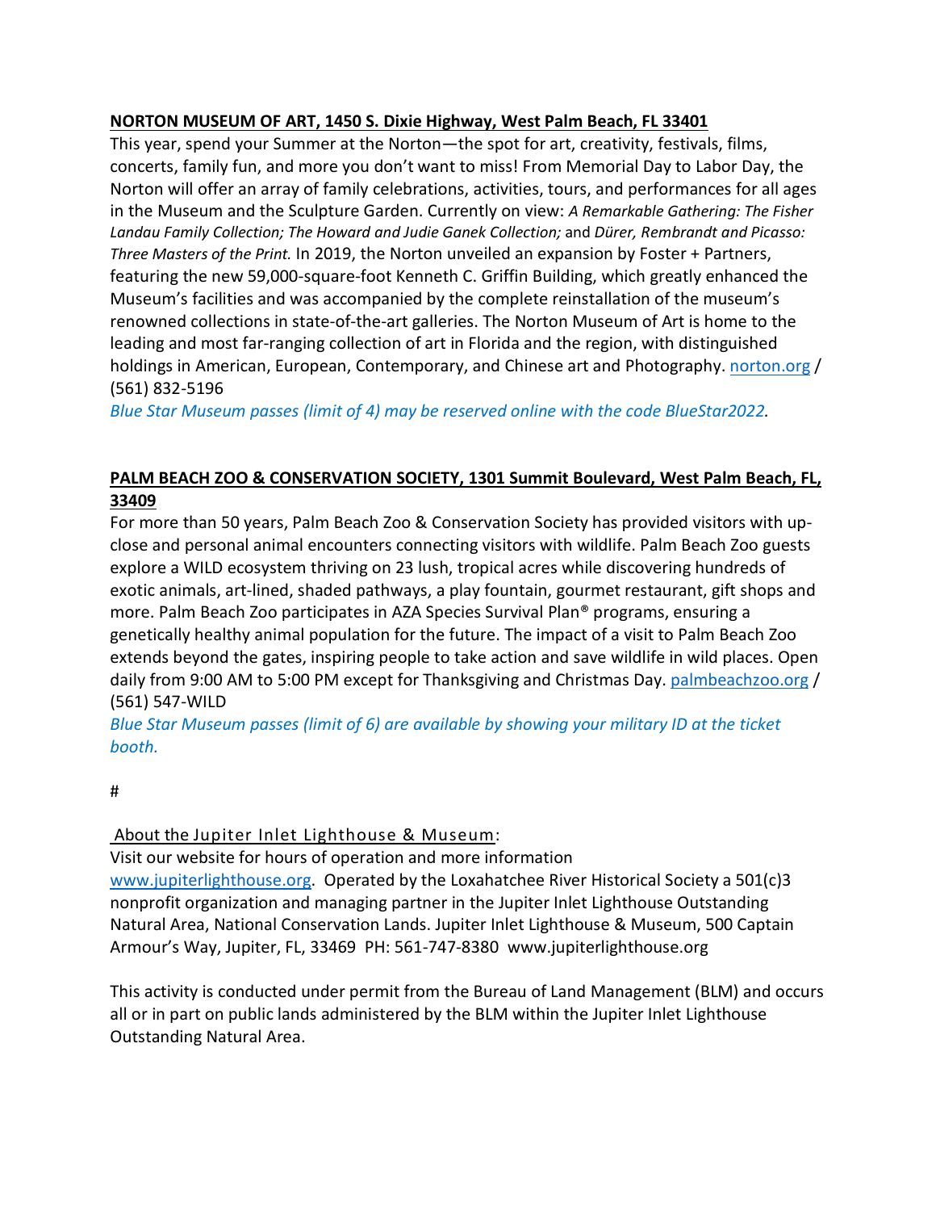**<u>NORTON MUSEUM OF ART, 1450 S. Dixie Highway, West Palm Beach, FL 33401</u>**

This year, spend your Summer at the Norton—the spot for art, creativity, festivals, films, concerts, family fun, and more you don't want to miss! From Memorial Day to Labor Day, the Norton will offer an array of family celebrations, activities, tours, and performances for all ages in the Museum and the Sculpture Garden. Currently on view: *A Remarkable Gathering: The Fisher Landau Family Collection; The Howard and Judie Ganek Collection;* and *Dürer, Rembrandt and Picasso: Three Masters of the Print.* In 2019, the Norton unveiled an expansion by Foster + Partners, featuring the new 59,000-square-foot Kenneth C. Griffin Building, which greatly enhanced the Museum's facilities and was accompanied by the complete reinstallation of the museum's renowned collections in state-of-the-art galleries. The Norton Museum of Art is home to the leading and most far-ranging collection of art in Florida and the region, with distinguished holdings in American, European, Contemporary, and Chinese art and Photography. norton.org / (561) 832-5196

*Blue Star Museum passes (limit of 4) may be reserved online with the code BlueStar2022.*

**<u>PALM BEACH ZOO & CONSERVATION SOCIETY, 1301 Summit Boulevard, West Palm Beach, FL, 33409</u>**

For more than 50 years, Palm Beach Zoo & Conservation Society has provided visitors with up-close and personal animal encounters connecting visitors with wildlife. Palm Beach Zoo guests explore a WILD ecosystem thriving on 23 lush, tropical acres while discovering hundreds of exotic animals, art-lined, shaded pathways, a play fountain, gourmet restaurant, gift shops and more. Palm Beach Zoo participates in AZA Species Survival Plan® programs, ensuring a genetically healthy animal population for the future. The impact of a visit to Palm Beach Zoo extends beyond the gates, inspiring people to take action and save wildlife in wild places. Open daily from 9:00 AM to 5:00 PM except for Thanksgiving and Christmas Day. palmbeachzoo.org / (561) 547-WILD

*Blue Star Museum passes (limit of 6) are available by showing your military ID at the ticket booth.*

#

<u>About the Jupiter Inlet Lighthouse & Museum</u>:

Visit our website for hours of operation and more information www.jupiterlighthouse.org. Operated by the Loxahatchee River Historical Society a 501(c)3 nonprofit organization and managing partner in the Jupiter Inlet Lighthouse Outstanding Natural Area, National Conservation Lands. Jupiter Inlet Lighthouse & Museum, 500 Captain Armour's Way, Jupiter, FL, 33469 PH: 561-747-8380 www.jupiterlighthouse.org

This activity is conducted under permit from the Bureau of Land Management (BLM) and occurs all or in part on public lands administered by the BLM within the Jupiter Inlet Lighthouse Outstanding Natural Area.